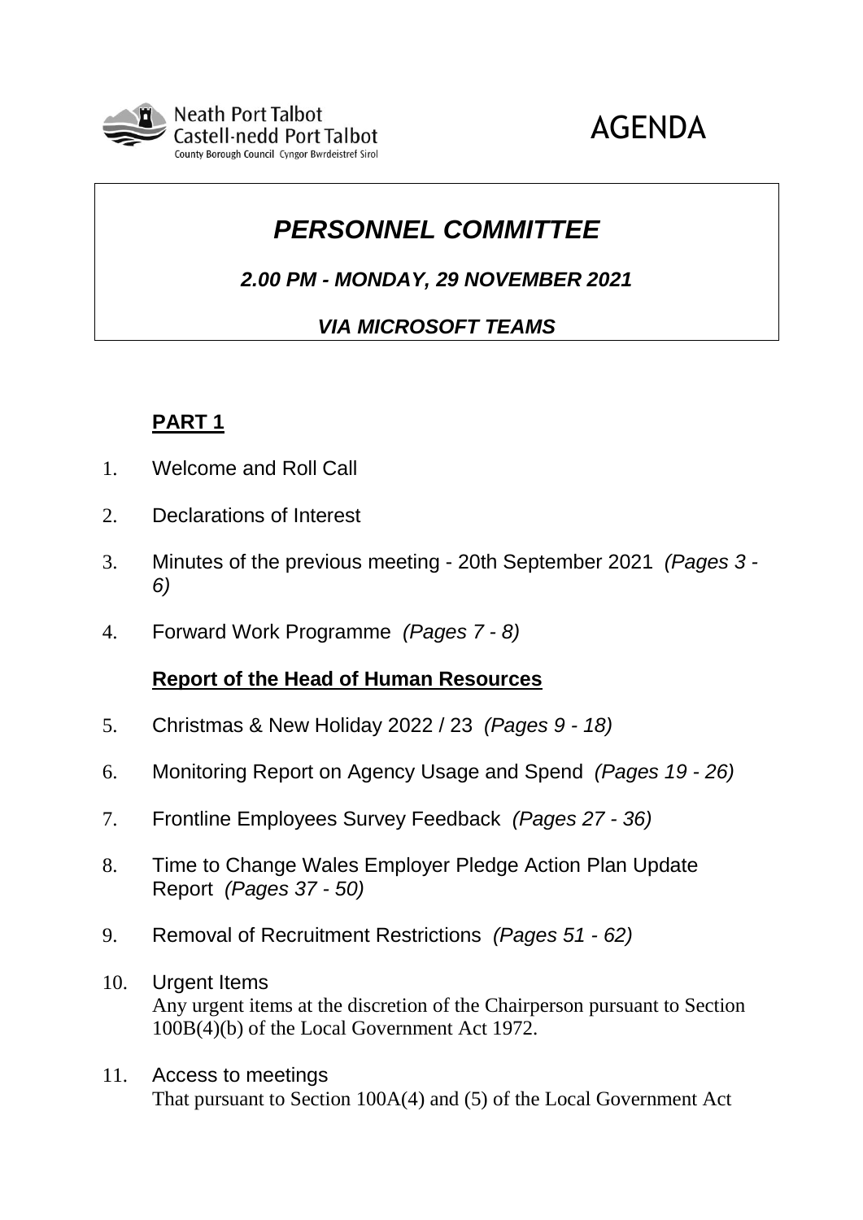Neath Port Talbot
Castell-nedd Port Talbot
County Borough Council Cyngor Bwrdeistref Sirol

# AGENDA

## *PERSONNEL COMMITTEE*

***2.00 PM - MONDAY, 29 NOVEMBER 2021***

***VIA MICROSOFT TEAMS***

**PART 1**

1. Welcome and Roll Call
2. Declarations of Interest
3. Minutes of the previous meeting - 20th September 2021 *(Pages 3 - 6)*
4. Forward Work Programme *(Pages 7 - 8)*

**Report of the Head of Human Resources**

5. Christmas & New Holiday 2022 / 23 *(Pages 9 - 18)*
6. Monitoring Report on Agency Usage and Spend *(Pages 19 - 26)*
7. Frontline Employees Survey Feedback *(Pages 27 - 36)*
8. Time to Change Wales Employer Pledge Action Plan Update Report *(Pages 37 - 50)*
9. Removal of Recruitment Restrictions *(Pages 51 - 62)*
10. Urgent Items
    Any urgent items at the discretion of the Chairperson pursuant to Section 100B(4)(b) of the Local Government Act 1972.
11. Access to meetings
    That pursuant to Section 100A(4) and (5) of the Local Government Act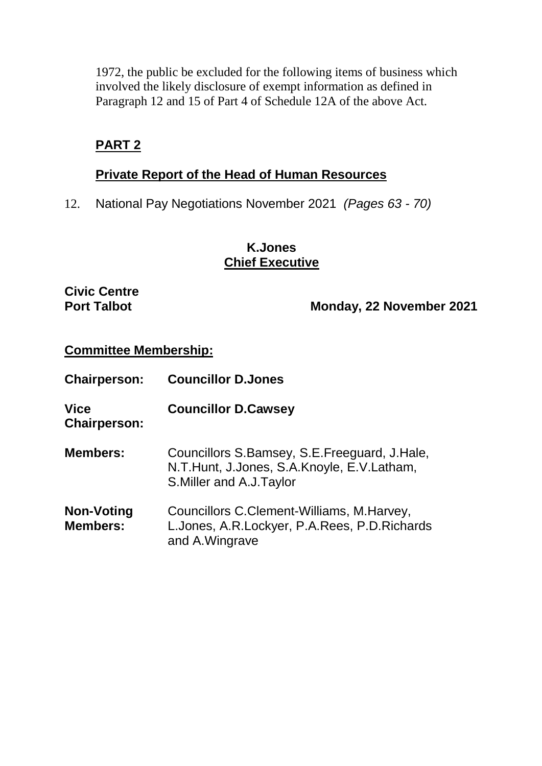1972, the public be excluded for the following items of business which involved the likely disclosure of exempt information as defined in Paragraph 12 and 15 of Part 4 of Schedule 12A of the above Act.

## PART 2

### Private Report of the Head of Human Resources

12. National Pay Negotiations November 2021 *(Pages 63 - 70)*

**K.Jones**
**Chief Executive**

**Civic Centre**
**Port Talbot** **Monday, 22 November 2021**

**Committee Membership:**

| | |
|---|---|
| **Chairperson:** | **Councillor D.Jones** |
| **Vice Chairperson:** | **Councillor D.Cawsey** |
| **Members:** | Councillors S.Bamsey, S.E.Freeguard, J.Hale, N.T.Hunt, J.Jones, S.A.Knoyle, E.V.Latham, S.Miller and A.J.Taylor |
| **Non-Voting Members:** | Councillors C.Clement-Williams, M.Harvey, L.Jones, A.R.Lockyer, P.A.Rees, P.D.Richards and A.Wingrave |